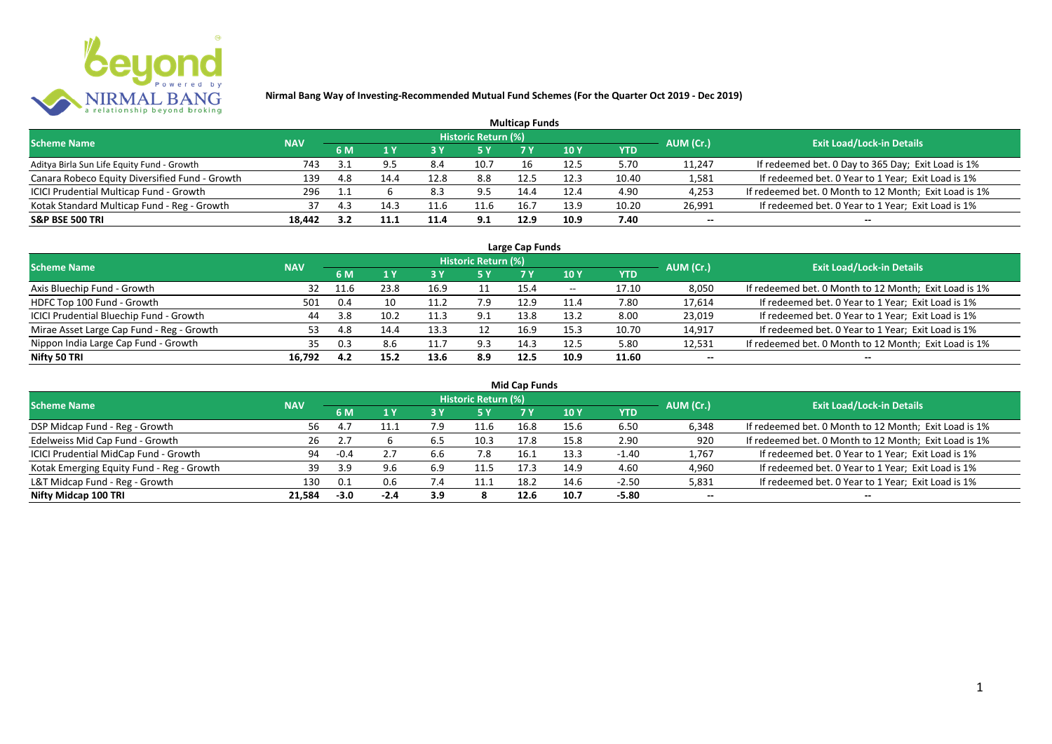# Nirmal Bang Way of Investing-Recommended Mutual Fund Schemes (For the Quarter Oct 2019 - Dec 2019)

## Multicap Funds

| Scheme Name | NAV | Historic Return (%) | | | | | | | AUM (Cr.) | Exit Load/Lock-in Details |
|---|---|---|---|---|---|---|---|---|---|---|
| | | 6 M | 1 Y | 3 Y | 5 Y | 7 Y | 10 Y | YTD | | |
| Aditya Birla Sun Life Equity Fund - Growth | 743 | 3.1 | 9.5 | 8.4 | 10.7 | 16 | 12.5 | 5.70 | 11,247 | If redeemed bet. 0 Day to 365 Day; Exit Load is 1% |
| Canara Robeco Equity Diversified Fund - Growth | 139 | 4.8 | 14.4 | 12.8 | 8.8 | 12.5 | 12.3 | 10.40 | 1,581 | If redeemed bet. 0 Year to 1 Year; Exit Load is 1% |
| ICICI Prudential Multicap Fund - Growth | 296 | 1.1 | 6 | 8.3 | 9.5 | 14.4 | 12.4 | 4.90 | 4,253 | If redeemed bet. 0 Month to 12 Month; Exit Load is 1% |
| Kotak Standard Multicap Fund - Reg - Growth | 37 | 4.3 | 14.3 | 11.6 | 11.6 | 16.7 | 13.9 | 10.20 | 26,991 | If redeemed bet. 0 Year to 1 Year; Exit Load is 1% |
| **S&P BSE 500 TRI** | **18,442** | **3.2** | **11.1** | **11.4** | **9.1** | **12.9** | **10.9** | **7.40** | -- | -- |

## Large Cap Funds

| Scheme Name | NAV | Historic Return (%) | | | | | | | AUM (Cr.) | Exit Load/Lock-in Details |
|---|---|---|---|---|---|---|---|---|---|---|
| | | 6 M | 1 Y | 3 Y | 5 Y | 7 Y | 10 Y | YTD | | |
| Axis Bluechip Fund - Growth | 32 | 11.6 | 23.8 | 16.9 | 11 | 15.4 | -- | 17.10 | 8,050 | If redeemed bet. 0 Month to 12 Month; Exit Load is 1% |
| HDFC Top 100 Fund - Growth | 501 | 0.4 | 10 | 11.2 | 7.9 | 12.9 | 11.4 | 7.80 | 17,614 | If redeemed bet. 0 Year to 1 Year; Exit Load is 1% |
| ICICI Prudential Bluechip Fund - Growth | 44 | 3.8 | 10.2 | 11.3 | 9.1 | 13.8 | 13.2 | 8.00 | 23,019 | If redeemed bet. 0 Year to 1 Year; Exit Load is 1% |
| Mirae Asset Large Cap Fund - Reg - Growth | 53 | 4.8 | 14.4 | 13.3 | 12 | 16.9 | 15.3 | 10.70 | 14,917 | If redeemed bet. 0 Year to 1 Year; Exit Load is 1% |
| Nippon India Large Cap Fund - Growth | 35 | 0.3 | 8.6 | 11.7 | 9.3 | 14.3 | 12.5 | 5.80 | 12,531 | If redeemed bet. 0 Month to 12 Month; Exit Load is 1% |
| **Nifty 50 TRI** | **16,792** | **4.2** | **15.2** | **13.6** | **8.9** | **12.5** | **10.9** | **11.60** | -- | -- |

## Mid Cap Funds

| Scheme Name | NAV | Historic Return (%) | | | | | | | AUM (Cr.) | Exit Load/Lock-in Details |
|---|---|---|---|---|---|---|---|---|---|---|
| | | 6 M | 1 Y | 3 Y | 5 Y | 7 Y | 10 Y | YTD | | |
| DSP Midcap Fund - Reg - Growth | 56 | 4.7 | 11.1 | 7.9 | 11.6 | 16.8 | 15.6 | 6.50 | 6,348 | If redeemed bet. 0 Month to 12 Month; Exit Load is 1% |
| Edelweiss Mid Cap Fund - Growth | 26 | 2.7 | 6 | 6.5 | 10.3 | 17.8 | 15.8 | 2.90 | 920 | If redeemed bet. 0 Month to 12 Month; Exit Load is 1% |
| ICICI Prudential MidCap Fund - Growth | 94 | -0.4 | 2.7 | 6.6 | 7.8 | 16.1 | 13.3 | -1.40 | 1,767 | If redeemed bet. 0 Year to 1 Year; Exit Load is 1% |
| Kotak Emerging Equity Fund - Reg - Growth | 39 | 3.9 | 9.6 | 6.9 | 11.5 | 17.3 | 14.9 | 4.60 | 4,960 | If redeemed bet. 0 Year to 1 Year; Exit Load is 1% |
| L&T Midcap Fund - Reg - Growth | 130 | 0.1 | 0.6 | 7.4 | 11.1 | 18.2 | 14.6 | -2.50 | 5,831 | If redeemed bet. 0 Year to 1 Year; Exit Load is 1% |
| **Nifty Midcap 100 TRI** | **21,584** | **-3.0** | **-2.4** | **3.9** | **8** | **12.6** | **10.7** | **-5.80** | -- | -- |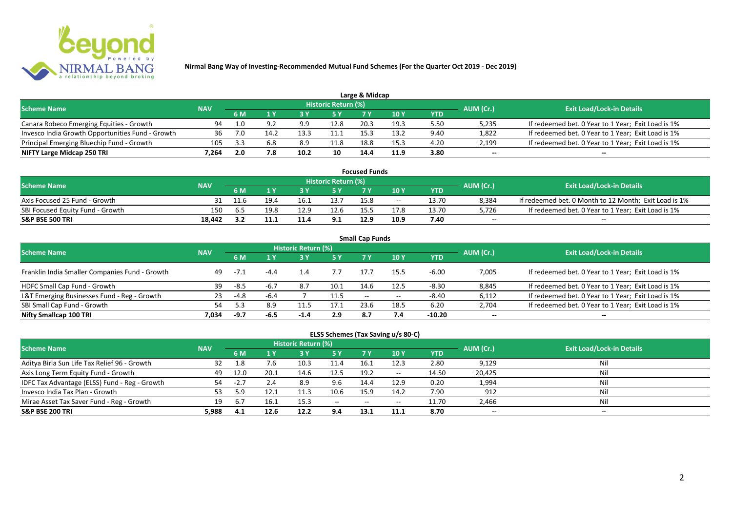# Nirmal Bang Way of Investing-Recommended Mutual Fund Schemes (For the Quarter Oct 2019 - Dec 2019)

## Large & Midcap

| Scheme Name | NAV | Historic Return (%) | | | | | | | AUM (Cr.) | Exit Load/Lock-in Details |
|---|---|---|---|---|---|---|---|---|---|---|
| | | 6 M | 1 Y | 3 Y | 5 Y | 7 Y | 10 Y | YTD | | |
| Canara Robeco Emerging Equities - Growth | 94 | 1.0 | 9.2 | 9.9 | 12.8 | 20.3 | 19.3 | 5.50 | 5,235 | If redeemed bet. 0 Year to 1 Year; Exit Load is 1% |
| Invesco India Growth Opportunities Fund - Growth | 36 | 7.0 | 14.2 | 13.3 | 11.1 | 15.3 | 13.2 | 9.40 | 1,822 | If redeemed bet. 0 Year to 1 Year; Exit Load is 1% |
| Principal Emerging Bluechip Fund - Growth | 105 | 3.3 | 6.8 | 8.9 | 11.8 | 18.8 | 15.3 | 4.20 | 2,199 | If redeemed bet. 0 Year to 1 Year; Exit Load is 1% |
| **NIFTY Large Midcap 250 TRI** | **7,264** | **2.0** | **7.8** | **10.2** | **10** | **14.4** | **11.9** | **3.80** | **--** | **--** |

## Focused Funds

| Scheme Name | NAV | Historic Return (%) | | | | | | | AUM (Cr.) | Exit Load/Lock-in Details |
|---|---|---|---|---|---|---|---|---|---|---|
| | | 6 M | 1 Y | 3 Y | 5 Y | 7 Y | 10 Y | YTD | | |
| Axis Focused 25 Fund - Growth | 31 | 11.6 | 19.4 | 16.1 | 13.7 | 15.8 | -- | 13.70 | 8,384 | If redeemed bet. 0 Month to 12 Month; Exit Load is 1% |
| SBI Focused Equity Fund - Growth | 150 | 6.5 | 19.8 | 12.9 | 12.6 | 15.5 | 17.8 | 13.70 | 5,726 | If redeemed bet. 0 Year to 1 Year; Exit Load is 1% |
| **S&P BSE 500 TRI** | **18,442** | **3.2** | **11.1** | **11.4** | **9.1** | **12.9** | **10.9** | **7.40** | **--** | **--** |

## Small Cap Funds

| Scheme Name | NAV | Historic Return (%) | | | | | | | AUM (Cr.) | Exit Load/Lock-in Details |
|---|---|---|---|---|---|---|---|---|---|---|
| | | 6 M | 1 Y | 3 Y | 5 Y | 7 Y | 10 Y | YTD | | |
| Franklin India Smaller Companies Fund - Growth | 49 | -7.1 | -4.4 | 1.4 | 7.7 | 17.7 | 15.5 | -6.00 | 7,005 | If redeemed bet. 0 Year to 1 Year; Exit Load is 1% |
| HDFC Small Cap Fund - Growth | 39 | -8.5 | -6.7 | 8.7 | 10.1 | 14.6 | 12.5 | -8.30 | 8,845 | If redeemed bet. 0 Year to 1 Year; Exit Load is 1% |
| L&T Emerging Businesses Fund - Reg - Growth | 23 | -4.8 | -6.4 | 7 | 11.5 | -- | -- | -8.40 | 6,112 | If redeemed bet. 0 Year to 1 Year; Exit Load is 1% |
| SBI Small Cap Fund - Growth | 54 | 5.3 | 8.9 | 11.5 | 17.1 | 23.6 | 18.5 | 6.20 | 2,704 | If redeemed bet. 0 Year to 1 Year; Exit Load is 1% |
| **Nifty Smallcap 100 TRI** | **7,034** | **-9.7** | **-6.5** | **-1.4** | **2.9** | **8.7** | **7.4** | **-10.20** | **--** | **--** |

## ELSS Schemes (Tax Saving u/s 80-C)

| Scheme Name | NAV | Historic Return (%) | | | | | | | AUM (Cr.) | Exit Load/Lock-in Details |
|---|---|---|---|---|---|---|---|---|---|---|
| | | 6 M | 1 Y | 3 Y | 5 Y | 7 Y | 10 Y | YTD | | |
| Aditya Birla Sun Life Tax Relief 96 - Growth | 32 | 1.8 | 7.6 | 10.3 | 11.4 | 16.1 | 12.3 | 2.80 | 9,129 | Nil |
| Axis Long Term Equity Fund - Growth | 49 | 12.0 | 20.1 | 14.6 | 12.5 | 19.2 | -- | 14.50 | 20,425 | Nil |
| IDFC Tax Advantage (ELSS) Fund - Reg - Growth | 54 | -2.7 | 2.4 | 8.9 | 9.6 | 14.4 | 12.9 | 0.20 | 1,994 | Nil |
| Invesco India Tax Plan - Growth | 53 | 5.9 | 12.1 | 11.3 | 10.6 | 15.9 | 14.2 | 7.90 | 912 | Nil |
| Mirae Asset Tax Saver Fund - Reg - Growth | 19 | 6.7 | 16.1 | 15.3 | -- | -- | -- | 11.70 | 2,466 | Nil |
| **S&P BSE 200 TRI** | **5,988** | **4.1** | **12.6** | **12.2** | **9.4** | **13.1** | **11.1** | **8.70** | **--** | **--** |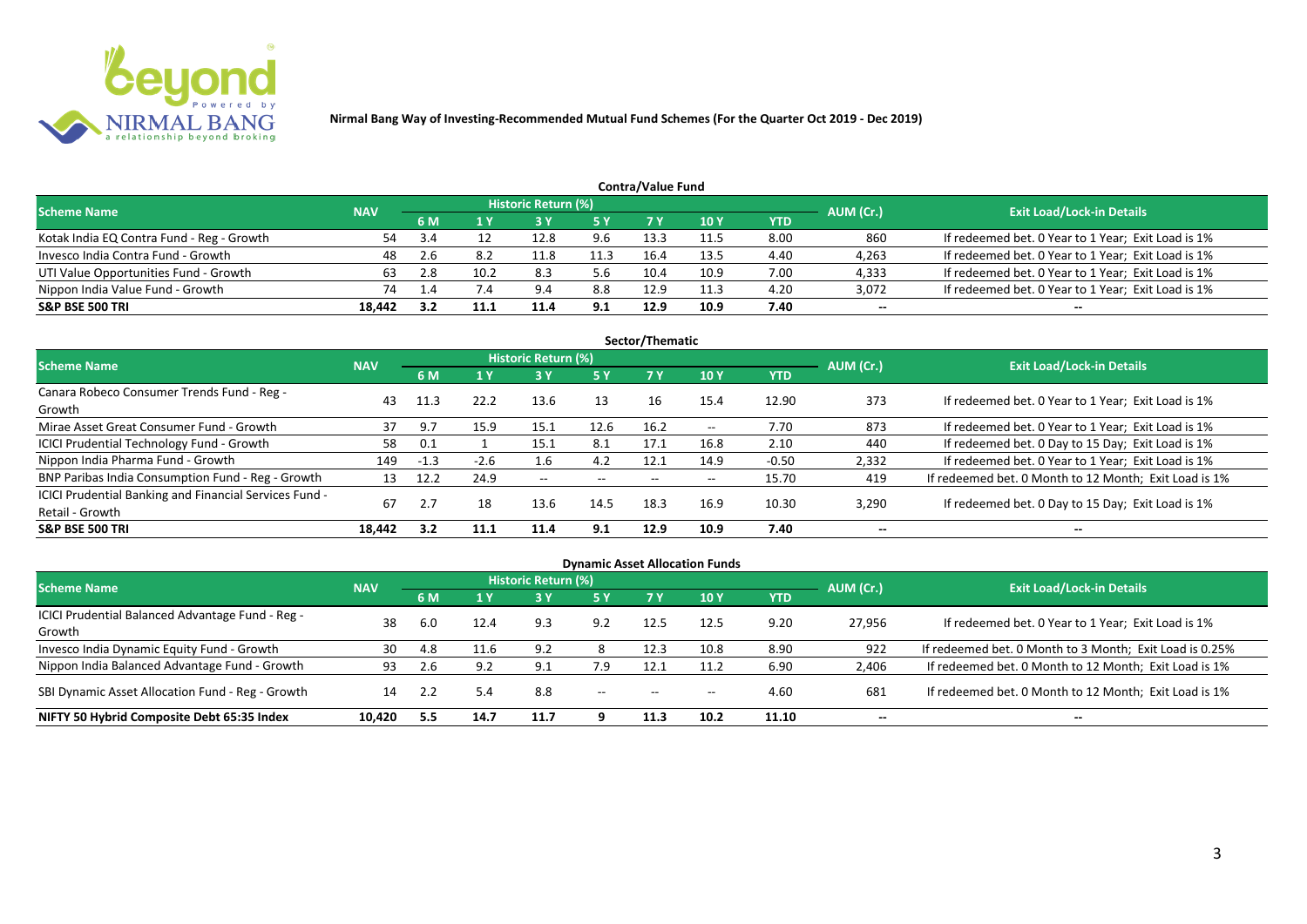**Nirmal Bang Way of Investing-Recommended Mutual Fund Schemes (For the Quarter Oct 2019 - Dec 2019)**

## Contra/Value Fund

| Scheme Name | NAV | Historic Return (%) | | | | | | | AUM (Cr.) | Exit Load/Lock-in Details |
|---|---|---|---|---|---|---|---|---|---|---|
| | | 6 M | 1 Y | 3 Y | 5 Y | 7 Y | 10 Y | YTD | | |
| Kotak India EQ Contra Fund - Reg - Growth | 54 | 3.4 | 12 | 12.8 | 9.6 | 13.3 | 11.5 | 8.00 | 860 | If redeemed bet. 0 Year to 1 Year; Exit Load is 1% |
| Invesco India Contra Fund - Growth | 48 | 2.6 | 8.2 | 11.8 | 11.3 | 16.4 | 13.5 | 4.40 | 4,263 | If redeemed bet. 0 Year to 1 Year; Exit Load is 1% |
| UTI Value Opportunities Fund - Growth | 63 | 2.8 | 10.2 | 8.3 | 5.6 | 10.4 | 10.9 | 7.00 | 4,333 | If redeemed bet. 0 Year to 1 Year; Exit Load is 1% |
| Nippon India Value Fund - Growth | 74 | 1.4 | 7.4 | 9.4 | 8.8 | 12.9 | 11.3 | 4.20 | 3,072 | If redeemed bet. 0 Year to 1 Year; Exit Load is 1% |
| **S&P BSE 500 TRI** | **18,442** | **3.2** | **11.1** | **11.4** | **9.1** | **12.9** | **10.9** | **7.40** | **--** | **--** |

## Sector/Thematic

| Scheme Name | NAV | Historic Return (%) | | | | | | | AUM (Cr.) | Exit Load/Lock-in Details |
|---|---|---|---|---|---|---|---|---|---|---|
| | | 6 M | 1 Y | 3 Y | 5 Y | 7 Y | 10 Y | YTD | | |
| Canara Robeco Consumer Trends Fund - Reg - Growth | 43 | 11.3 | 22.2 | 13.6 | 13 | 16 | 15.4 | 12.90 | 373 | If redeemed bet. 0 Year to 1 Year; Exit Load is 1% |
| Mirae Asset Great Consumer Fund - Growth | 37 | 9.7 | 15.9 | 15.1 | 12.6 | 16.2 | -- | 7.70 | 873 | If redeemed bet. 0 Year to 1 Year; Exit Load is 1% |
| ICICI Prudential Technology Fund - Growth | 58 | 0.1 | 1 | 15.1 | 8.1 | 17.1 | 16.8 | 2.10 | 440 | If redeemed bet. 0 Day to 15 Day; Exit Load is 1% |
| Nippon India Pharma Fund - Growth | 149 | -1.3 | -2.6 | 1.6 | 4.2 | 12.1 | 14.9 | -0.50 | 2,332 | If redeemed bet. 0 Year to 1 Year; Exit Load is 1% |
| BNP Paribas India Consumption Fund - Reg - Growth | 13 | 12.2 | 24.9 | -- | -- | -- | -- | 15.70 | 419 | If redeemed bet. 0 Month to 12 Month; Exit Load is 1% |
| ICICI Prudential Banking and Financial Services Fund - Retail - Growth | 67 | 2.7 | 18 | 13.6 | 14.5 | 18.3 | 16.9 | 10.30 | 3,290 | If redeemed bet. 0 Day to 15 Day; Exit Load is 1% |
| **S&P BSE 500 TRI** | **18,442** | **3.2** | **11.1** | **11.4** | **9.1** | **12.9** | **10.9** | **7.40** | **--** | **--** |

## Dynamic Asset Allocation Funds

| Scheme Name | NAV | Historic Return (%) | | | | | | | AUM (Cr.) | Exit Load/Lock-in Details |
|---|---|---|---|---|---|---|---|---|---|---|
| | | 6 M | 1 Y | 3 Y | 5 Y | 7 Y | 10 Y | YTD | | |
| ICICI Prudential Balanced Advantage Fund - Reg - Growth | 38 | 6.0 | 12.4 | 9.3 | 9.2 | 12.5 | 12.5 | 9.20 | 27,956 | If redeemed bet. 0 Year to 1 Year; Exit Load is 1% |
| Invesco India Dynamic Equity Fund - Growth | 30 | 4.8 | 11.6 | 9.2 | 8 | 12.3 | 10.8 | 8.90 | 922 | If redeemed bet. 0 Month to 3 Month; Exit Load is 0.25% |
| Nippon India Balanced Advantage Fund - Growth | 93 | 2.6 | 9.2 | 9.1 | 7.9 | 12.1 | 11.2 | 6.90 | 2,406 | If redeemed bet. 0 Month to 12 Month; Exit Load is 1% |
| SBI Dynamic Asset Allocation Fund - Reg - Growth | 14 | 2.2 | 5.4 | 8.8 | -- | -- | -- | 4.60 | 681 | If redeemed bet. 0 Month to 12 Month; Exit Load is 1% |
| **NIFTY 50 Hybrid Composite Debt 65:35 Index** | **10,420** | **5.5** | **14.7** | **11.7** | **9** | **11.3** | **10.2** | **11.10** | **--** | **--** |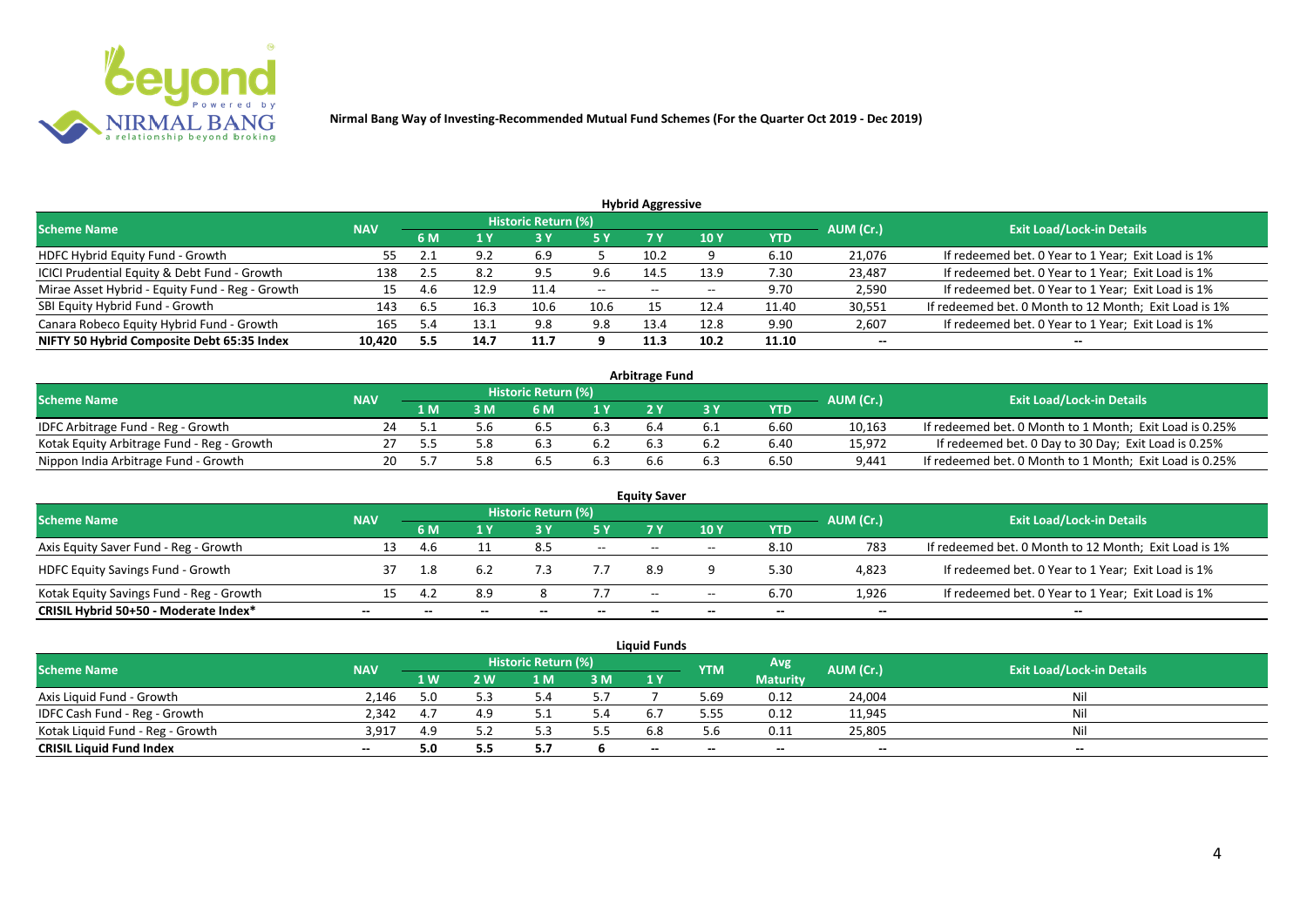# Nirmal Bang Way of Investing-Recommended Mutual Fund Schemes (For the Quarter Oct 2019 - Dec 2019)

## Hybrid Aggressive

| Scheme Name | NAV | Historic Return (%) | | | | | | | AUM (Cr.) | Exit Load/Lock-in Details |
|---|---|---|---|---|---|---|---|---|---|---|
| | | 6 M | 1 Y | 3 Y | 5 Y | 7 Y | 10 Y | YTD | | |
| HDFC Hybrid Equity Fund - Growth | 55 | 2.1 | 9.2 | 6.9 | 5 | 10.2 | 9 | 6.10 | 21,076 | If redeemed bet. 0 Year to 1 Year; Exit Load is 1% |
| ICICI Prudential Equity & Debt Fund - Growth | 138 | 2.5 | 8.2 | 9.5 | 9.6 | 14.5 | 13.9 | 7.30 | 23,487 | If redeemed bet. 0 Year to 1 Year; Exit Load is 1% |
| Mirae Asset Hybrid - Equity Fund - Reg - Growth | 15 | 4.6 | 12.9 | 11.4 | -- | -- | -- | 9.70 | 2,590 | If redeemed bet. 0 Year to 1 Year; Exit Load is 1% |
| SBI Equity Hybrid Fund - Growth | 143 | 6.5 | 16.3 | 10.6 | 10.6 | 15 | 12.4 | 11.40 | 30,551 | If redeemed bet. 0 Month to 12 Month; Exit Load is 1% |
| Canara Robeco Equity Hybrid Fund - Growth | 165 | 5.4 | 13.1 | 9.8 | 9.8 | 13.4 | 12.8 | 9.90 | 2,607 | If redeemed bet. 0 Year to 1 Year; Exit Load is 1% |
| **NIFTY 50 Hybrid Composite Debt 65:35 Index** | **10,420** | **5.5** | **14.7** | **11.7** | **9** | **11.3** | **10.2** | **11.10** | **--** | **--** |

## Arbitrage Fund

| Scheme Name | NAV | Historic Return (%) | | | | | | | AUM (Cr.) | Exit Load/Lock-in Details |
|---|---|---|---|---|---|---|---|---|---|---|
| | | 1 M | 3 M | 6 M | 1 Y | 2 Y | 3 Y | YTD | | |
| IDFC Arbitrage Fund - Reg - Growth | 24 | 5.1 | 5.6 | 6.5 | 6.3 | 6.4 | 6.1 | 6.60 | 10,163 | If redeemed bet. 0 Month to 1 Month; Exit Load is 0.25% |
| Kotak Equity Arbitrage Fund - Reg - Growth | 27 | 5.5 | 5.8 | 6.3 | 6.2 | 6.3 | 6.2 | 6.40 | 15,972 | If redeemed bet. 0 Day to 30 Day; Exit Load is 0.25% |
| Nippon India Arbitrage Fund - Growth | 20 | 5.7 | 5.8 | 6.5 | 6.3 | 6.6 | 6.3 | 6.50 | 9,441 | If redeemed bet. 0 Month to 1 Month; Exit Load is 0.25% |

## Equity Saver

| Scheme Name | NAV | Historic Return (%) | | | | | | | AUM (Cr.) | Exit Load/Lock-in Details |
|---|---|---|---|---|---|---|---|---|---|---|
| | | 6 M | 1 Y | 3 Y | 5 Y | 7 Y | 10 Y | YTD | | |
| Axis Equity Saver Fund - Reg - Growth | 13 | 4.6 | 11 | 8.5 | -- | -- | -- | 8.10 | 783 | If redeemed bet. 0 Month to 12 Month; Exit Load is 1% |
| HDFC Equity Savings Fund - Growth | 37 | 1.8 | 6.2 | 7.3 | 7.7 | 8.9 | 9 | 5.30 | 4,823 | If redeemed bet. 0 Year to 1 Year; Exit Load is 1% |
| Kotak Equity Savings Fund - Reg - Growth | 15 | 4.2 | 8.9 | 8 | 7.7 | -- | -- | 6.70 | 1,926 | If redeemed bet. 0 Year to 1 Year; Exit Load is 1% |
| **CRISIL Hybrid 50+50 - Moderate Index*** | **--** | **--** | **--** | **--** | **--** | **--** | **--** | **--** | **--** | **--** |

## Liquid Funds

| Scheme Name | NAV | Historic Return (%) | | | | | YTM | Avg Maturity | AUM (Cr.) | Exit Load/Lock-in Details |
|---|---|---|---|---|---|---|---|---|---|---|
| | | 1 W | 2 W | 1 M | 3 M | 1 Y | | | | |
| Axis Liquid Fund - Growth | 2,146 | 5.0 | 5.3 | 5.4 | 5.7 | 7 | 5.69 | 0.12 | 24,004 | Nil |
| IDFC Cash Fund - Reg - Growth | 2,342 | 4.7 | 4.9 | 5.1 | 5.4 | 6.7 | 5.55 | 0.12 | 11,945 | Nil |
| Kotak Liquid Fund - Reg - Growth | 3,917 | 4.9 | 5.2 | 5.3 | 5.5 | 6.8 | 5.6 | 0.11 | 25,805 | Nil |
| **CRISIL Liquid Fund Index** | **--** | **5.0** | **5.5** | **5.7** | **6** | **--** | **--** | **--** | **--** | **--** |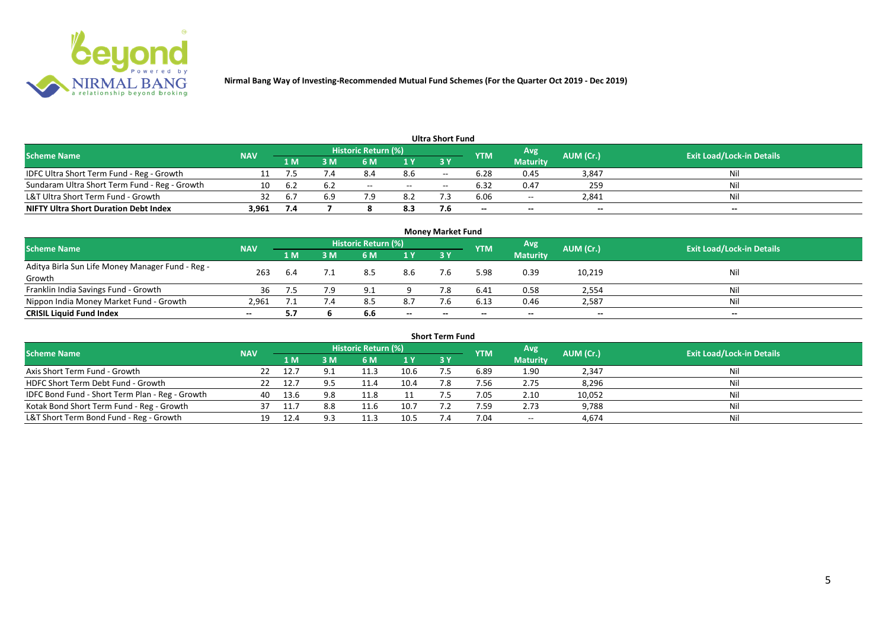**Nirmal Bang Way of Investing-Recommended Mutual Fund Schemes (For the Quarter Oct 2019 - Dec 2019)**

### Ultra Short Fund

| Scheme Name | NAV | Historic Return (%) | | | | | YTM | Avg Maturity | AUM (Cr.) | Exit Load/Lock-in Details |
|---|---|---|---|---|---|---|---|---|---|---|
| | | 1 M | 3 M | 6 M | 1 Y | 3 Y | | | | |
| IDFC Ultra Short Term Fund - Reg - Growth | 11 | 7.5 | 7.4 | 8.4 | 8.6 | -- | 6.28 | 0.45 | 3,847 | Nil |
| Sundaram Ultra Short Term Fund - Reg - Growth | 10 | 6.2 | 6.2 | -- | -- | -- | 6.32 | 0.47 | 259 | Nil |
| L&T Ultra Short Term Fund - Growth | 32 | 6.7 | 6.9 | 7.9 | 8.2 | 7.3 | 6.06 | -- | 2,841 | Nil |
| **NIFTY Ultra Short Duration Debt Index** | **3,961** | **7.4** | **7** | **8** | **8.3** | **7.6** | **--** | **--** | **--** | **--** |

### Money Market Fund

| Scheme Name | NAV | Historic Return (%) | | | | | YTM | Avg Maturity | AUM (Cr.) | Exit Load/Lock-in Details |
|---|---|---|---|---|---|---|---|---|---|---|
| | | 1 M | 3 M | 6 M | 1 Y | 3 Y | | | | |
| Aditya Birla Sun Life Money Manager Fund - Reg - Growth | 263 | 6.4 | 7.1 | 8.5 | 8.6 | 7.6 | 5.98 | 0.39 | 10,219 | Nil |
| Franklin India Savings Fund - Growth | 36 | 7.5 | 7.9 | 9.1 | 9 | 7.8 | 6.41 | 0.58 | 2,554 | Nil |
| Nippon India Money Market Fund - Growth | 2,961 | 7.1 | 7.4 | 8.5 | 8.7 | 7.6 | 6.13 | 0.46 | 2,587 | Nil |
| **CRISIL Liquid Fund Index** | **--** | **5.7** | **6** | **6.6** | **--** | **--** | **--** | **--** | **--** | **--** |

### Short Term Fund

| Scheme Name | NAV | Historic Return (%) | | | | | YTM | Avg Maturity | AUM (Cr.) | Exit Load/Lock-in Details |
|---|---|---|---|---|---|---|---|---|---|---|
| | | 1 M | 3 M | 6 M | 1 Y | 3 Y | | | | |
| Axis Short Term Fund - Growth | 22 | 12.7 | 9.1 | 11.3 | 10.6 | 7.5 | 6.89 | 1.90 | 2,347 | Nil |
| HDFC Short Term Debt Fund - Growth | 22 | 12.7 | 9.5 | 11.4 | 10.4 | 7.8 | 7.56 | 2.75 | 8,296 | Nil |
| IDFC Bond Fund - Short Term Plan - Reg - Growth | 40 | 13.6 | 9.8 | 11.8 | 11 | 7.5 | 7.05 | 2.10 | 10,052 | Nil |
| Kotak Bond Short Term Fund - Reg - Growth | 37 | 11.7 | 8.8 | 11.6 | 10.7 | 7.2 | 7.59 | 2.73 | 9,788 | Nil |
| L&T Short Term Bond Fund - Reg - Growth | 19 | 12.4 | 9.3 | 11.3 | 10.5 | 7.4 | 7.04 | -- | 4,674 | Nil |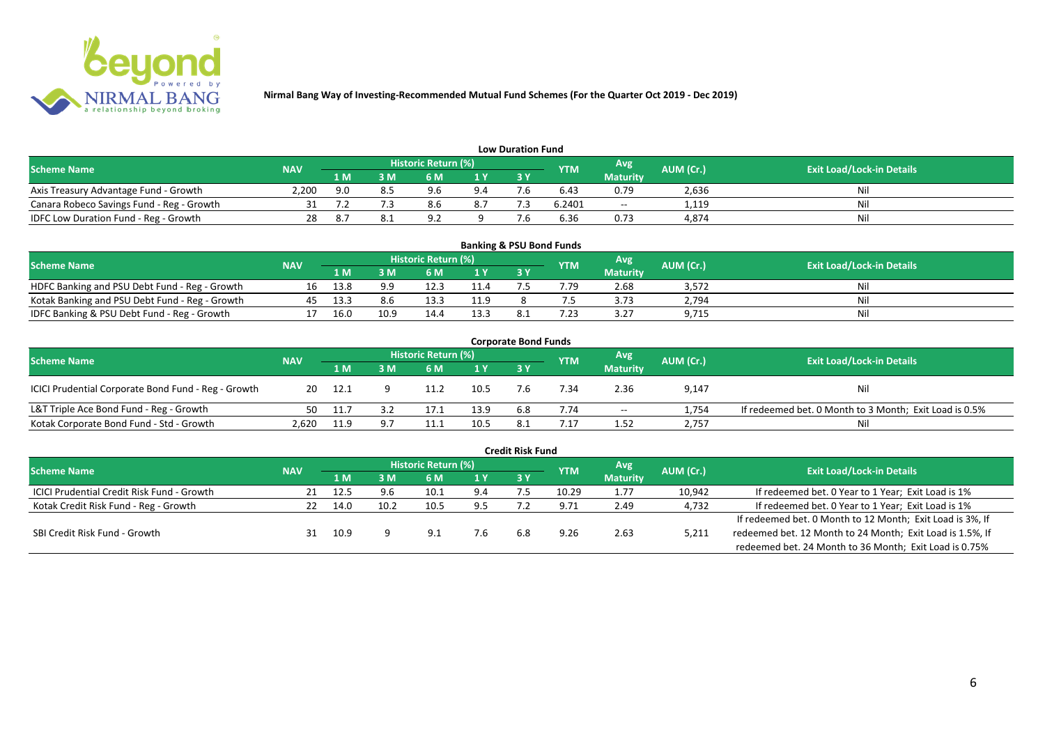**Nirmal Bang Way of Investing-Recommended Mutual Fund Schemes (For the Quarter Oct 2019 - Dec 2019)**

## Low Duration Fund

| Scheme Name | NAV | Historic Return (%) | | | | | YTM | Avg Maturity | AUM (Cr.) | Exit Load/Lock-in Details |
|---|---|---|---|---|---|---|---|---|---|---|
| | | 1 M | 3 M | 6 M | 1 Y | 3 Y | | | | |
| Axis Treasury Advantage Fund - Growth | 2,200 | 9.0 | 8.5 | 9.6 | 9.4 | 7.6 | 6.43 | 0.79 | 2,636 | Nil |
| Canara Robeco Savings Fund - Reg - Growth | 31 | 7.2 | 7.3 | 8.6 | 8.7 | 7.3 | 6.2401 | -- | 1,119 | Nil |
| IDFC Low Duration Fund - Reg - Growth | 28 | 8.7 | 8.1 | 9.2 | 9 | 7.6 | 6.36 | 0.73 | 4,874 | Nil |

## Banking & PSU Bond Funds

| Scheme Name | NAV | Historic Return (%) | | | | | YTM | Avg Maturity | AUM (Cr.) | Exit Load/Lock-in Details |
|---|---|---|---|---|---|---|---|---|---|---|
| | | 1 M | 3 M | 6 M | 1 Y | 3 Y | | | | |
| HDFC Banking and PSU Debt Fund - Reg - Growth | 16 | 13.8 | 9.9 | 12.3 | 11.4 | 7.5 | 7.79 | 2.68 | 3,572 | Nil |
| Kotak Banking and PSU Debt Fund - Reg - Growth | 45 | 13.3 | 8.6 | 13.3 | 11.9 | 8 | 7.5 | 3.73 | 2,794 | Nil |
| IDFC Banking & PSU Debt Fund - Reg - Growth | 17 | 16.0 | 10.9 | 14.4 | 13.3 | 8.1 | 7.23 | 3.27 | 9,715 | Nil |

## Corporate Bond Funds

| Scheme Name | NAV | Historic Return (%) | | | | | YTM | Avg Maturity | AUM (Cr.) | Exit Load/Lock-in Details |
|---|---|---|---|---|---|---|---|---|---|---|
| | | 1 M | 3 M | 6 M | 1 Y | 3 Y | | | | |
| ICICI Prudential Corporate Bond Fund - Reg - Growth | 20 | 12.1 | 9 | 11.2 | 10.5 | 7.6 | 7.34 | 2.36 | 9,147 | Nil |
| L&T Triple Ace Bond Fund - Reg - Growth | 50 | 11.7 | 3.2 | 17.1 | 13.9 | 6.8 | 7.74 | -- | 1,754 | If redeemed bet. 0 Month to 3 Month; Exit Load is 0.5% |
| Kotak Corporate Bond Fund - Std - Growth | 2,620 | 11.9 | 9.7 | 11.1 | 10.5 | 8.1 | 7.17 | 1.52 | 2,757 | Nil |

## Credit Risk Fund

| Scheme Name | NAV | Historic Return (%) | | | | | YTM | Avg Maturity | AUM (Cr.) | Exit Load/Lock-in Details |
|---|---|---|---|---|---|---|---|---|---|---|
| | | 1 M | 3 M | 6 M | 1 Y | 3 Y | | | | |
| ICICI Prudential Credit Risk Fund - Growth | 21 | 12.5 | 9.6 | 10.1 | 9.4 | 7.5 | 10.29 | 1.77 | 10,942 | If redeemed bet. 0 Year to 1 Year; Exit Load is 1% |
| Kotak Credit Risk Fund - Reg - Growth | 22 | 14.0 | 10.2 | 10.5 | 9.5 | 7.2 | 9.71 | 2.49 | 4,732 | If redeemed bet. 0 Year to 1 Year; Exit Load is 1% |
| SBI Credit Risk Fund - Growth | 31 | 10.9 | 9 | 9.1 | 7.6 | 6.8 | 9.26 | 2.63 | 5,211 | If redeemed bet. 0 Month to 12 Month; Exit Load is 3%, If redeemed bet. 12 Month to 24 Month; Exit Load is 1.5%, If redeemed bet. 24 Month to 36 Month; Exit Load is 0.75% |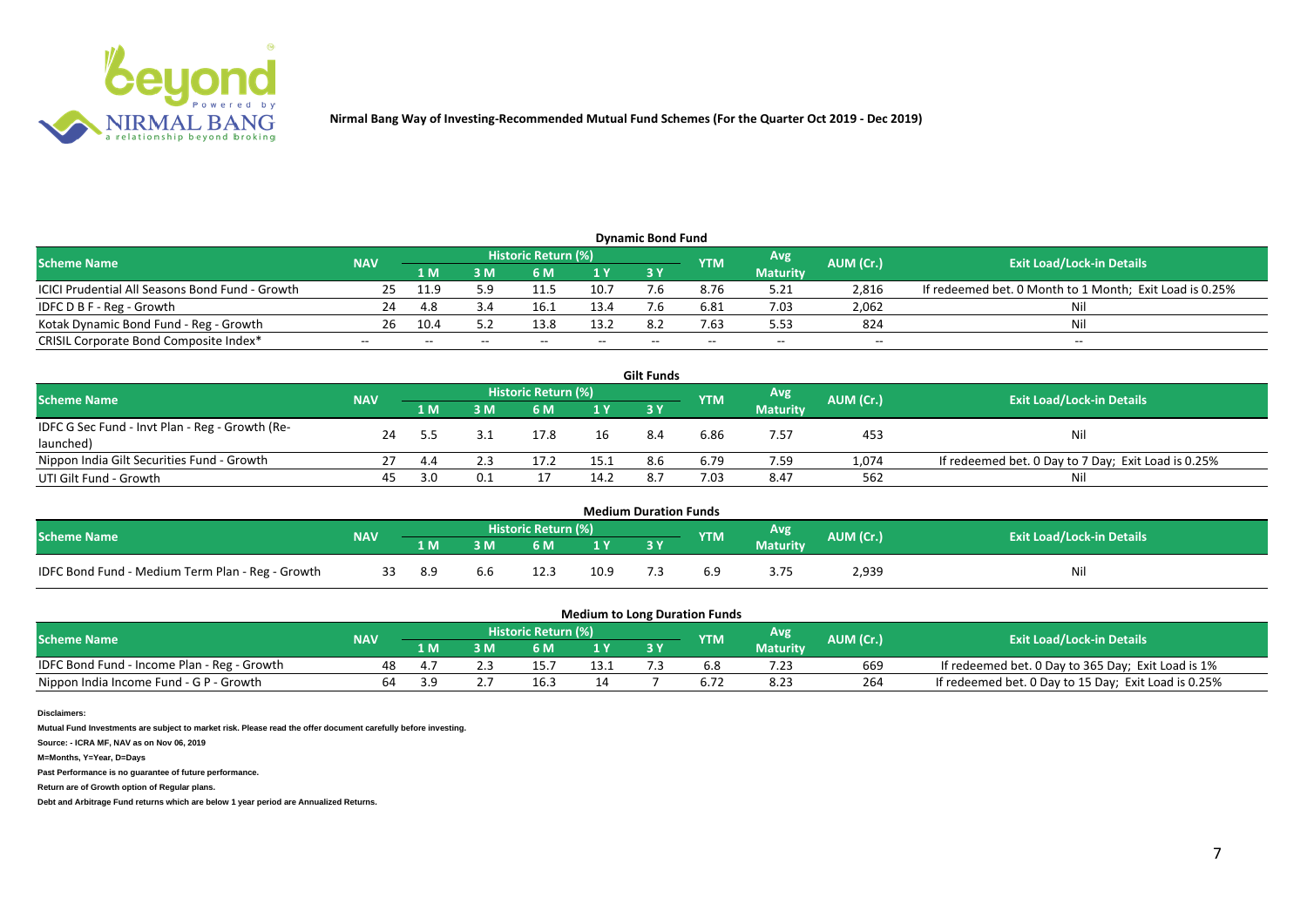Nirmal Bang Way of Investing-Recommended Mutual Fund Schemes (For the Quarter Oct 2019 - Dec 2019)

### Dynamic Bond Fund

| Scheme Name | NAV | Historic Return (%) | | | | | YTM | Avg Maturity | AUM (Cr.) | Exit Load/Lock-in Details |
|---|---|---|---|---|---|---|---|---|---|---|
| | | 1 M | 3 M | 6 M | 1 Y | 3 Y | | | | |
| ICICI Prudential All Seasons Bond Fund - Growth | 25 | 11.9 | 5.9 | 11.5 | 10.7 | 7.6 | 8.76 | 5.21 | 2,816 | If redeemed bet. 0 Month to 1 Month; Exit Load is 0.25% |
| IDFC D B F - Reg - Growth | 24 | 4.8 | 3.4 | 16.1 | 13.4 | 7.6 | 6.81 | 7.03 | 2,062 | Nil |
| Kotak Dynamic Bond Fund - Reg - Growth | 26 | 10.4 | 5.2 | 13.8 | 13.2 | 8.2 | 7.63 | 5.53 | 824 | Nil |
| CRISIL Corporate Bond Composite Index* | -- | -- | -- | -- | -- | -- | -- | -- | -- | -- |

### Gilt Funds

| Scheme Name | NAV | Historic Return (%) | | | | | YTM | Avg Maturity | AUM (Cr.) | Exit Load/Lock-in Details |
|---|---|---|---|---|---|---|---|---|---|---|
| | | 1 M | 3 M | 6 M | 1 Y | 3 Y | | | | |
| IDFC G Sec Fund - Invt Plan - Reg - Growth (Re-launched) | 24 | 5.5 | 3.1 | 17.8 | 16 | 8.4 | 6.86 | 7.57 | 453 | Nil |
| Nippon India Gilt Securities Fund - Growth | 27 | 4.4 | 2.3 | 17.2 | 15.1 | 8.6 | 6.79 | 7.59 | 1,074 | If redeemed bet. 0 Day to 7 Day; Exit Load is 0.25% |
| UTI Gilt Fund - Growth | 45 | 3.0 | 0.1 | 17 | 14.2 | 8.7 | 7.03 | 8.47 | 562 | Nil |

### Medium Duration Funds

| Scheme Name | NAV | Historic Return (%) | | | | | YTM | Avg Maturity | AUM (Cr.) | Exit Load/Lock-in Details |
|---|---|---|---|---|---|---|---|---|---|---|
| | | 1 M | 3 M | 6 M | 1 Y | 3 Y | | | | |
| IDFC Bond Fund - Medium Term Plan - Reg - Growth | 33 | 8.9 | 6.6 | 12.3 | 10.9 | 7.3 | 6.9 | 3.75 | 2,939 | Nil |

### Medium to Long Duration Funds

| Scheme Name | NAV | Historic Return (%) | | | | | YTM | Avg Maturity | AUM (Cr.) | Exit Load/Lock-in Details |
|---|---|---|---|---|---|---|---|---|---|---|
| | | 1 M | 3 M | 6 M | 1 Y | 3 Y | | | | |
| IDFC Bond Fund - Income Plan - Reg - Growth | 48 | 4.7 | 2.3 | 15.7 | 13.1 | 7.3 | 6.8 | 7.23 | 669 | If redeemed bet. 0 Day to 365 Day; Exit Load is 1% |
| Nippon India Income Fund - G P - Growth | 64 | 3.9 | 2.7 | 16.3 | 14 | 7 | 6.72 | 8.23 | 264 | If redeemed bet. 0 Day to 15 Day; Exit Load is 0.25% |

**Disclaimers:**

**Mutual Fund Investments are subject to market risk. Please read the offer document carefully before investing.**

**Source: - ICRA MF, NAV as on Nov 06, 2019**

**M=Months, Y=Year, D=Days**

**Past Performance is no guarantee of future performance.**

**Return are of Growth option of Regular plans.**

**Debt and Arbitrage Fund returns which are below 1 year period are Annualized Returns.**